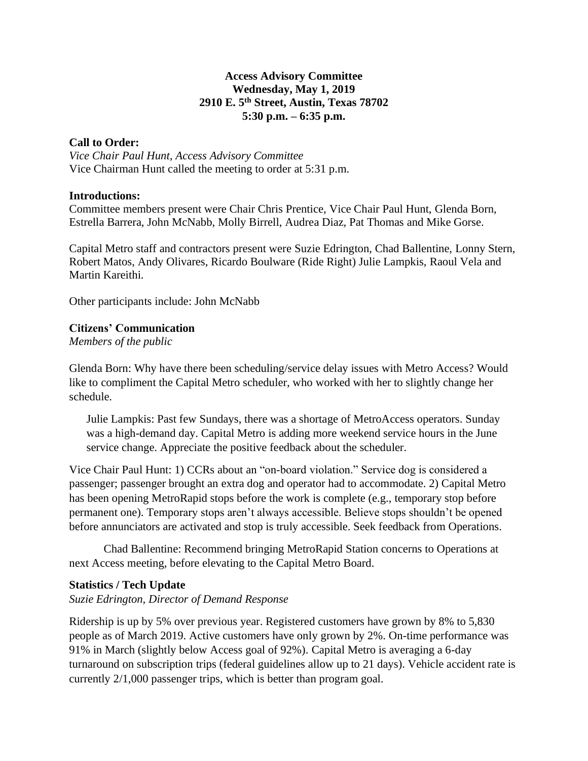**Access Advisory Committee**
**Wednesday, May 1, 2019**
**2910 E. 5th Street, Austin, Texas 78702**
**5:30 p.m. – 6:35 p.m.**

**Call to Order:**

*Vice Chair Paul Hunt, Access Advisory Committee*

Vice Chairman Hunt called the meeting to order at 5:31 p.m.

**Introductions:**

Committee members present were Chair Chris Prentice, Vice Chair Paul Hunt, Glenda Born, Estrella Barrera, John McNabb, Molly Birrell, Audrea Diaz, Pat Thomas and Mike Gorse.

Capital Metro staff and contractors present were Suzie Edrington, Chad Ballentine, Lonny Stern, Robert Matos, Andy Olivares, Ricardo Boulware (Ride Right) Julie Lampkis, Raoul Vela and Martin Kareithi.

Other participants include: John McNabb

**Citizens' Communication**

*Members of the public*

Glenda Born: Why have there been scheduling/service delay issues with Metro Access? Would like to compliment the Capital Metro scheduler, who worked with her to slightly change her schedule.

> Julie Lampkis: Past few Sundays, there was a shortage of MetroAccess operators. Sunday was a high-demand day. Capital Metro is adding more weekend service hours in the June service change. Appreciate the positive feedback about the scheduler.

Vice Chair Paul Hunt: 1) CCRs about an "on-board violation." Service dog is considered a passenger; passenger brought an extra dog and operator had to accommodate. 2) Capital Metro has been opening MetroRapid stops before the work is complete (e.g., temporary stop before permanent one). Temporary stops aren't always accessible. Believe stops shouldn't be opened before annunciators are activated and stop is truly accessible. Seek feedback from Operations.

> Chad Ballentine: Recommend bringing MetroRapid Station concerns to Operations at next Access meeting, before elevating to the Capital Metro Board.

**Statistics / Tech Update**

*Suzie Edrington, Director of Demand Response*

Ridership is up by 5% over previous year. Registered customers have grown by 8% to 5,830 people as of March 2019. Active customers have only grown by 2%. On-time performance was 91% in March (slightly below Access goal of 92%). Capital Metro is averaging a 6-day turnaround on subscription trips (federal guidelines allow up to 21 days). Vehicle accident rate is currently 2/1,000 passenger trips, which is better than program goal.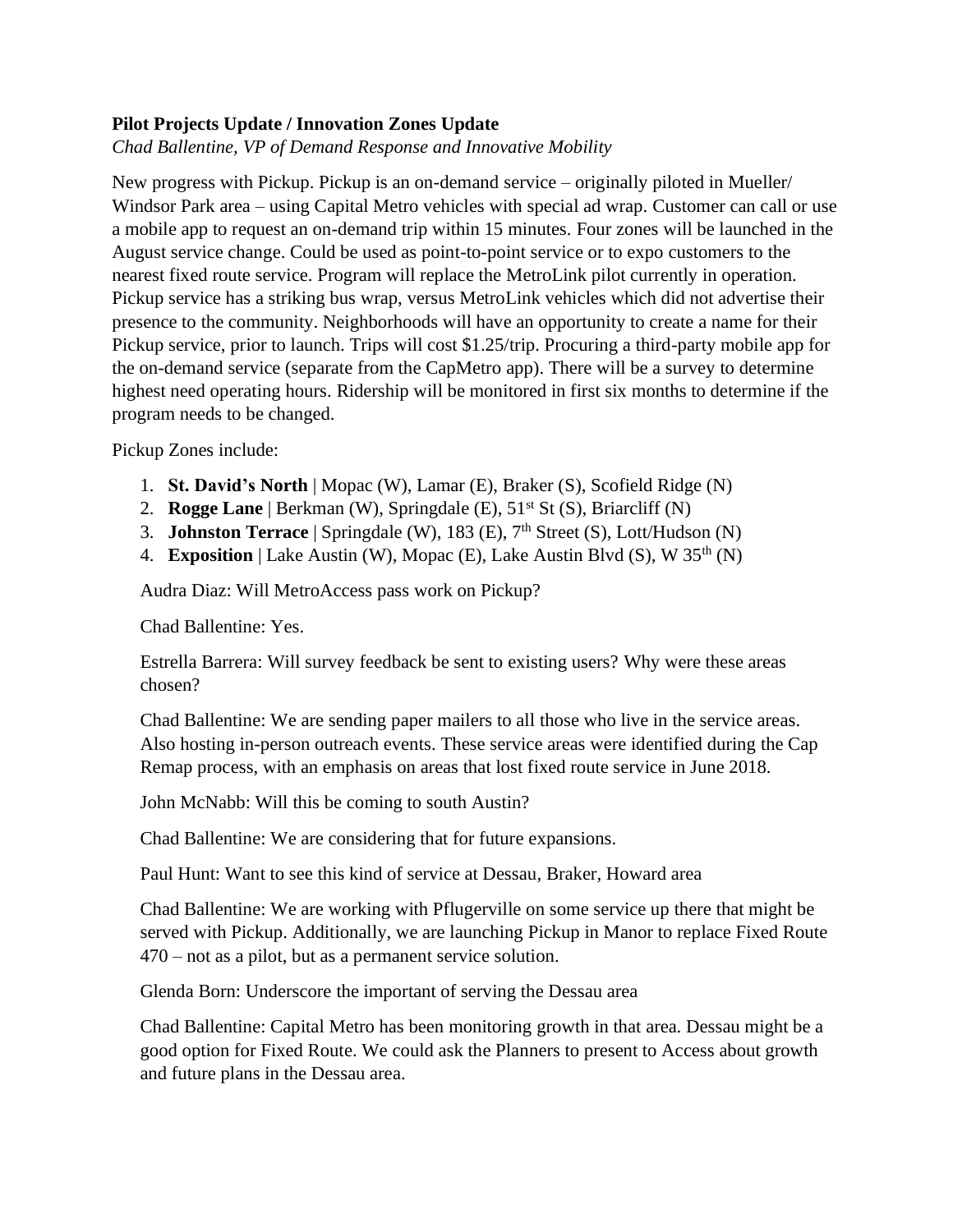**Pilot Projects Update / Innovation Zones Update**

*Chad Ballentine, VP of Demand Response and Innovative Mobility*

New progress with Pickup. Pickup is an on-demand service – originally piloted in Mueller/ Windsor Park area – using Capital Metro vehicles with special ad wrap. Customer can call or use a mobile app to request an on-demand trip within 15 minutes. Four zones will be launched in the August service change. Could be used as point-to-point service or to expo customers to the nearest fixed route service. Program will replace the MetroLink pilot currently in operation. Pickup service has a striking bus wrap, versus MetroLink vehicles which did not advertise their presence to the community. Neighborhoods will have an opportunity to create a name for their Pickup service, prior to launch. Trips will cost $1.25/trip. Procuring a third-party mobile app for the on-demand service (separate from the CapMetro app). There will be a survey to determine highest need operating hours. Ridership will be monitored in first six months to determine if the program needs to be changed.

Pickup Zones include:

1. **St. David's North** | Mopac (W), Lamar (E), Braker (S), Scofield Ridge (N)
2. **Rogge Lane** | Berkman (W), Springdale (E), 51st St (S), Briarcliff (N)
3. **Johnston Terrace** | Springdale (W), 183 (E), 7th Street (S), Lott/Hudson (N)
4. **Exposition** | Lake Austin (W), Mopac (E), Lake Austin Blvd (S), W 35th (N)

Audra Diaz: Will MetroAccess pass work on Pickup?

Chad Ballentine: Yes.

Estrella Barrera: Will survey feedback be sent to existing users? Why were these areas chosen?

Chad Ballentine: We are sending paper mailers to all those who live in the service areas. Also hosting in-person outreach events. These service areas were identified during the Cap Remap process, with an emphasis on areas that lost fixed route service in June 2018.

John McNabb: Will this be coming to south Austin?

Chad Ballentine: We are considering that for future expansions.

Paul Hunt: Want to see this kind of service at Dessau, Braker, Howard area

Chad Ballentine: We are working with Pflugerville on some service up there that might be served with Pickup. Additionally, we are launching Pickup in Manor to replace Fixed Route 470 – not as a pilot, but as a permanent service solution.

Glenda Born: Underscore the important of serving the Dessau area

Chad Ballentine: Capital Metro has been monitoring growth in that area. Dessau might be a good option for Fixed Route. We could ask the Planners to present to Access about growth and future plans in the Dessau area.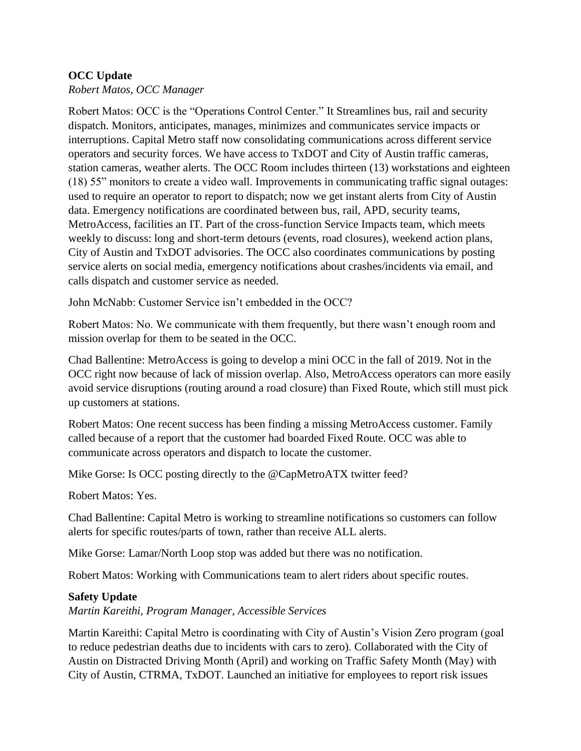**OCC Update**

*Robert Matos, OCC Manager*

Robert Matos: OCC is the "Operations Control Center." It Streamlines bus, rail and security dispatch. Monitors, anticipates, manages, minimizes and communicates service impacts or interruptions. Capital Metro staff now consolidating communications across different service operators and security forces. We have access to TxDOT and City of Austin traffic cameras, station cameras, weather alerts. The OCC Room includes thirteen (13) workstations and eighteen (18) 55" monitors to create a video wall. Improvements in communicating traffic signal outages: used to require an operator to report to dispatch; now we get instant alerts from City of Austin data. Emergency notifications are coordinated between bus, rail, APD, security teams, MetroAccess, facilities an IT. Part of the cross-function Service Impacts team, which meets weekly to discuss: long and short-term detours (events, road closures), weekend action plans, City of Austin and TxDOT advisories. The OCC also coordinates communications by posting service alerts on social media, emergency notifications about crashes/incidents via email, and calls dispatch and customer service as needed.

John McNabb: Customer Service isn't embedded in the OCC?

Robert Matos: No. We communicate with them frequently, but there wasn't enough room and mission overlap for them to be seated in the OCC.

Chad Ballentine: MetroAccess is going to develop a mini OCC in the fall of 2019. Not in the OCC right now because of lack of mission overlap. Also, MetroAccess operators can more easily avoid service disruptions (routing around a road closure) than Fixed Route, which still must pick up customers at stations.

Robert Matos: One recent success has been finding a missing MetroAccess customer. Family called because of a report that the customer had boarded Fixed Route. OCC was able to communicate across operators and dispatch to locate the customer.

Mike Gorse: Is OCC posting directly to the @CapMetroATX twitter feed?

Robert Matos: Yes.

Chad Ballentine: Capital Metro is working to streamline notifications so customers can follow alerts for specific routes/parts of town, rather than receive ALL alerts.

Mike Gorse: Lamar/North Loop stop was added but there was no notification.

Robert Matos: Working with Communications team to alert riders about specific routes.

**Safety Update**

*Martin Kareithi, Program Manager, Accessible Services*

Martin Kareithi: Capital Metro is coordinating with City of Austin's Vision Zero program (goal to reduce pedestrian deaths due to incidents with cars to zero). Collaborated with the City of Austin on Distracted Driving Month (April) and working on Traffic Safety Month (May) with City of Austin, CTRMA, TxDOT. Launched an initiative for employees to report risk issues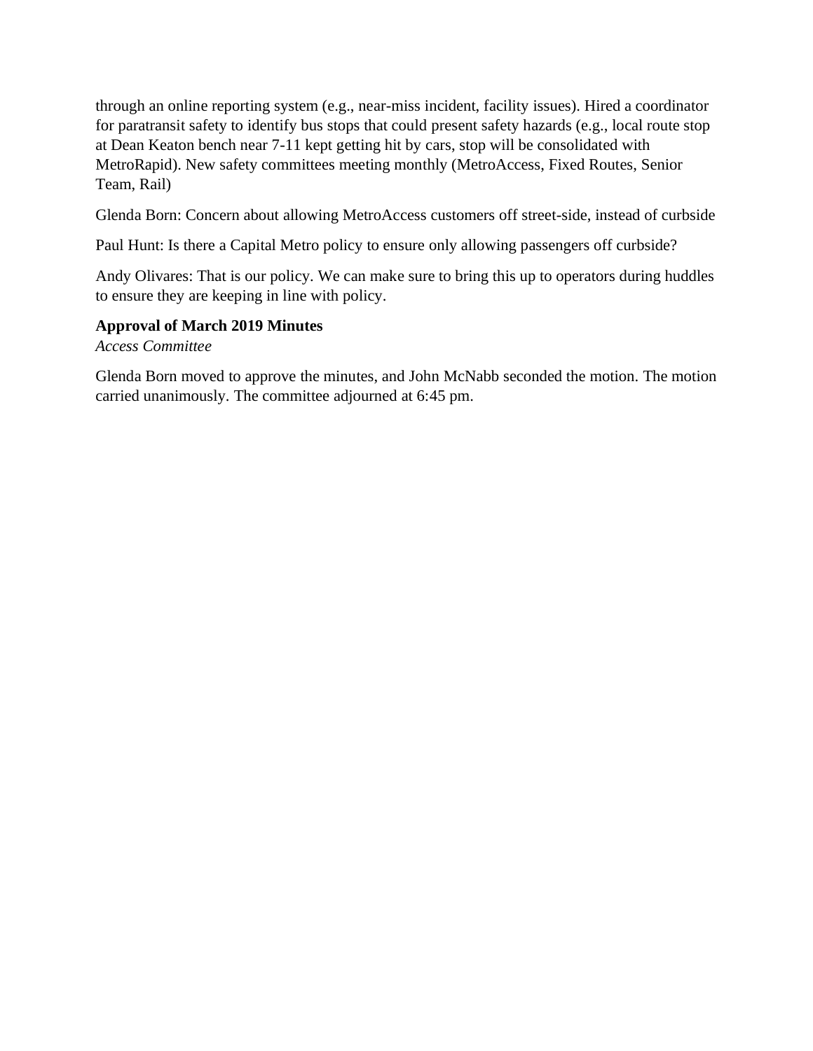through an online reporting system (e.g., near-miss incident, facility issues). Hired a coordinator for paratransit safety to identify bus stops that could present safety hazards (e.g., local route stop at Dean Keaton bench near 7-11 kept getting hit by cars, stop will be consolidated with MetroRapid). New safety committees meeting monthly (MetroAccess, Fixed Routes, Senior Team, Rail)

Glenda Born: Concern about allowing MetroAccess customers off street-side, instead of curbside

Paul Hunt: Is there a Capital Metro policy to ensure only allowing passengers off curbside?

Andy Olivares: That is our policy. We can make sure to bring this up to operators during huddles to ensure they are keeping in line with policy.

**Approval of March 2019 Minutes**
*Access Committee*

Glenda Born moved to approve the minutes, and John McNabb seconded the motion. The motion carried unanimously. The committee adjourned at 6:45 pm.